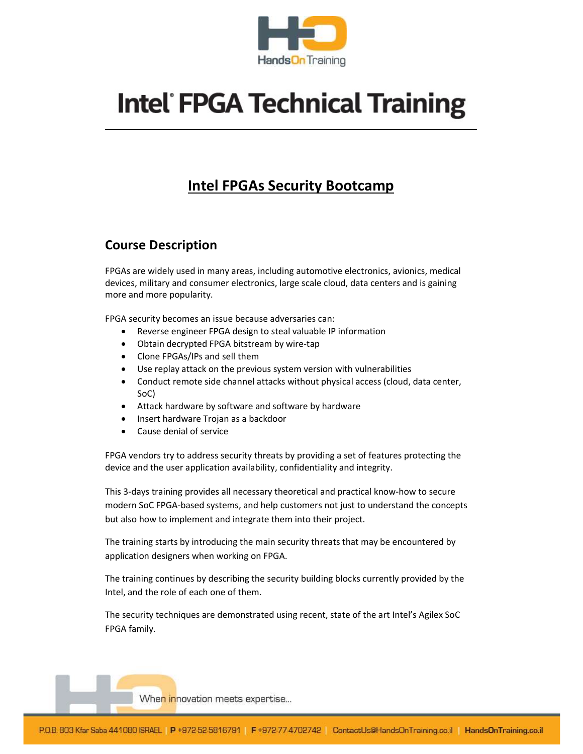# Intel® FPGA Technical Training

## Intel FPGAs Security Bootcamp

### Course Description

FPGAs are widely used in many areas, including automotive electronics, avionics, medical devices, military and consumer electronics, large scale cloud, data centers and is gaining more and more popularity.

FPGA security becomes an issue because adversaries can:

- Reverse engineer FPGA design to steal valuable IP information
- Obtain decrypted FPGA bitstream by wire-tap
- Clone FPGAs/IPs and sell them
- Use replay attack on the previous system version with vulnerabilities
- Conduct remote side channel attacks without physical access (cloud, data center, SoC)
- Attack hardware by software and software by hardware
- Insert hardware Trojan as a backdoor
- Cause denial of service

FPGA vendors try to address security threats by providing a set of features protecting the device and the user application availability, confidentiality and integrity.

This 3-days training provides all necessary theoretical and practical know-how to secure modern SoC FPGA-based systems, and help customers not just to understand the concepts but also how to implement and integrate them into their project.

The training starts by introducing the main security threats that may be encountered by application designers when working on FPGA.

The training continues by describing the security building blocks currently provided by the Intel, and the role of each one of them.

The security techniques are demonstrated using recent, state of the art Intel's Agilex SoC FPGA family.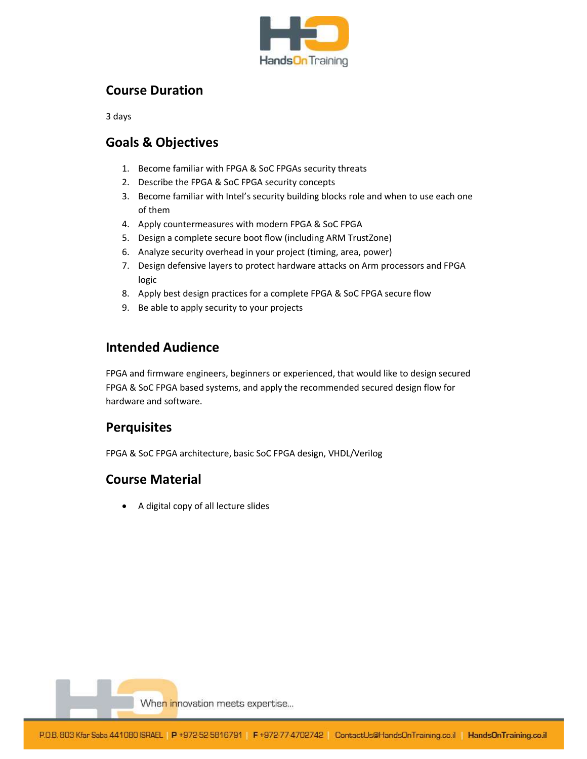## Course Duration

3 days

## Goals & Objectives

1. Become familiar with FPGA & SoC FPGAs security threats
2. Describe the FPGA & SoC FPGA security concepts
3. Become familiar with Intel's security building blocks role and when to use each one of them
4. Apply countermeasures with modern FPGA & SoC FPGA
5. Design a complete secure boot flow (including ARM TrustZone)
6. Analyze security overhead in your project (timing, area, power)
7. Design defensive layers to protect hardware attacks on Arm processors and FPGA logic
8. Apply best design practices for a complete FPGA & SoC FPGA secure flow
9. Be able to apply security to your projects

## Intended Audience

FPGA and firmware engineers, beginners or experienced, that would like to design secured FPGA & SoC FPGA based systems, and apply the recommended secured design flow for hardware and software.

## Perquisites

FPGA & SoC FPGA architecture, basic SoC FPGA design, VHDL/Verilog

## Course Material

- A digital copy of all lecture slides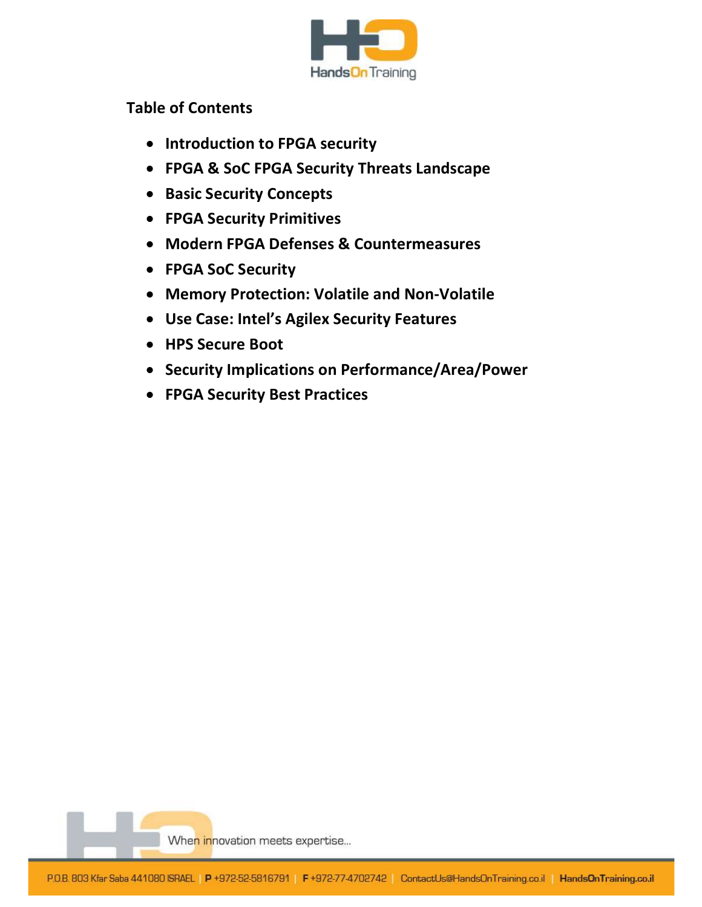**Table of Contents**

- **Introduction to FPGA security**
- **FPGA & SoC FPGA Security Threats Landscape**
- **Basic Security Concepts**
- **FPGA Security Primitives**
- **Modern FPGA Defenses & Countermeasures**
- **FPGA SoC Security**
- **Memory Protection: Volatile and Non-Volatile**
- **Use Case: Intel's Agilex Security Features**
- **HPS Secure Boot**
- **Security Implications on Performance/Area/Power**
- **FPGA Security Best Practices**